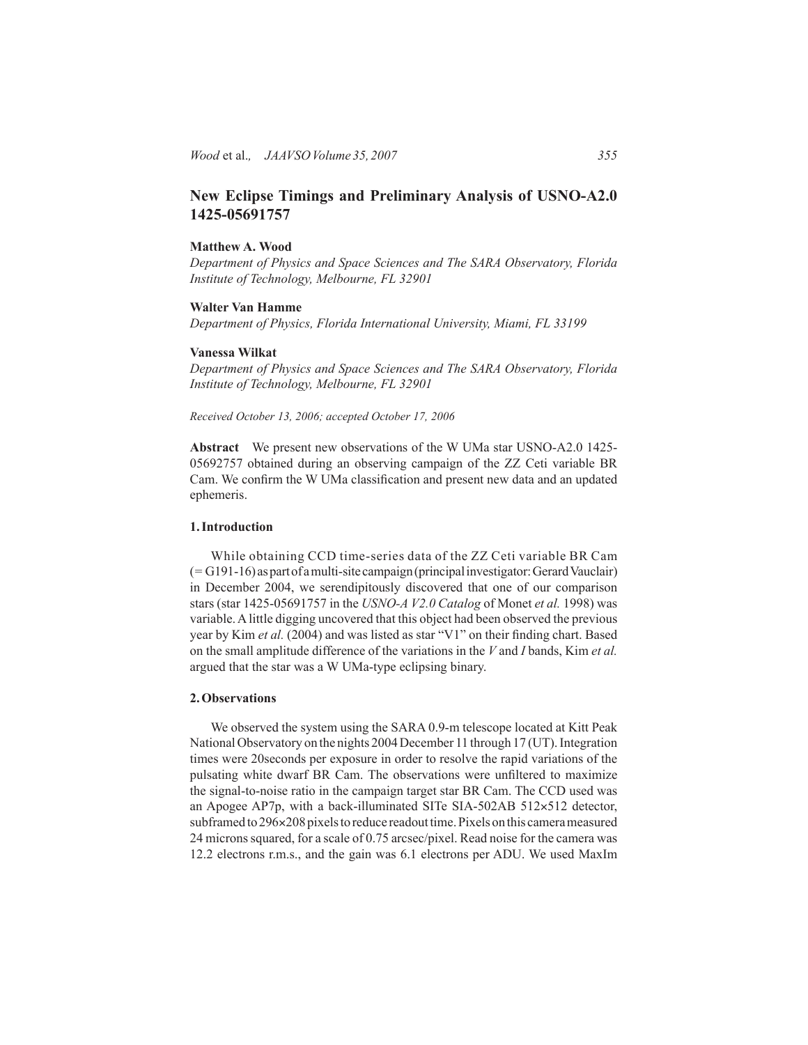# New Eclipse Timings and Preliminary Analysis of USNO-A2.0 1425-05691757

**Matthew A. Wood**

*Department of Physics and Space Sciences and The SARA Observatory, Florida Institute of Technology, Melbourne, FL 32901*

**Walter Van Hamme**

*Department of Physics, Florida International University, Miami, FL 33199*

**Vanessa Wilkat**

*Department of Physics and Space Sciences and The SARA Observatory, Florida Institute of Technology, Melbourne, FL 32901*

*Received October 13, 2006; accepted October 17, 2006*

**Abstract** We present new observations of the W UMa star USNO-A2.0 1425-05692757 obtained during an observing campaign of the ZZ Ceti variable BR Cam. We confirm the W UMa classification and present new data and an updated ephemeris.

## 1. Introduction

While obtaining CCD time-series data of the ZZ Ceti variable BR Cam (= G191-16) as part of a multi-site campaign (principal investigator: Gerard Vauclair) in December 2004, we serendipitously discovered that one of our comparison stars (star 1425-05691757 in the *USNO-A V2.0 Catalog* of Monet *et al.* 1998) was variable. A little digging uncovered that this object had been observed the previous year by Kim *et al.* (2004) and was listed as star "V1" on their finding chart. Based on the small amplitude difference of the variations in the *V* and *I* bands, Kim *et al.* argued that the star was a W UMa-type eclipsing binary.

## 2. Observations

We observed the system using the SARA 0.9-m telescope located at Kitt Peak National Observatory on the nights 2004 December 11 through 17 (UT). Integration times were 20seconds per exposure in order to resolve the rapid variations of the pulsating white dwarf BR Cam. The observations were unfiltered to maximize the signal-to-noise ratio in the campaign target star BR Cam. The CCD used was an Apogee AP7p, with a back-illuminated SITe SIA-502AB 512×512 detector, subframed to 296×208 pixels to reduce readout time. Pixels on this camera measured 24 microns squared, for a scale of 0.75 arcsec/pixel. Read noise for the camera was 12.2 electrons r.m.s., and the gain was 6.1 electrons per ADU. We used MaxIm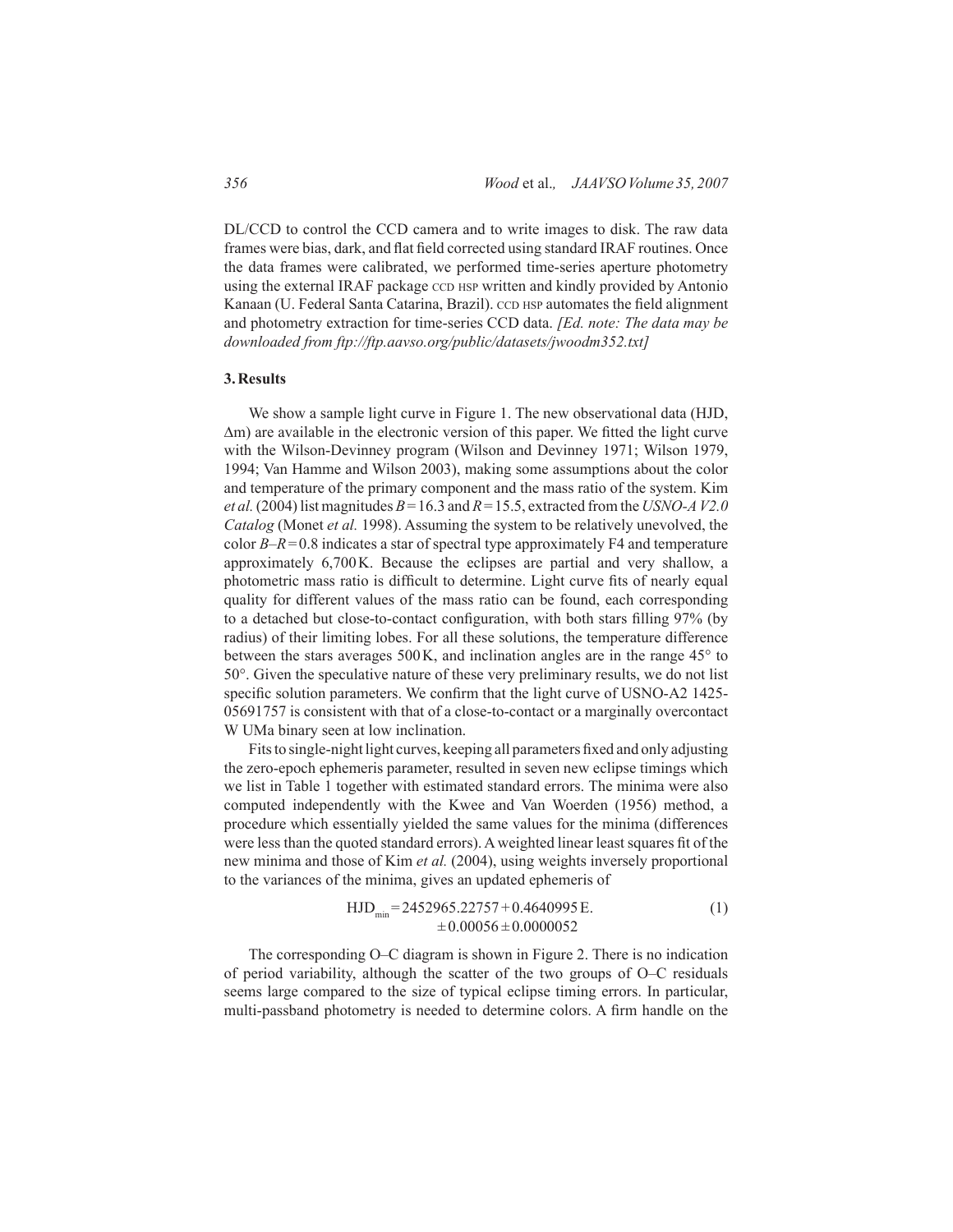DL/CCD to control the CCD camera and to write images to disk. The raw data frames were bias, dark, and flat field corrected using standard IRAF routines. Once the data frames were calibrated, we performed time-series aperture photometry using the external IRAF package CCD HSP written and kindly provided by Antonio Kanaan (U. Federal Santa Catarina, Brazil). CCD HSP automates the field alignment and photometry extraction for time-series CCD data. *[Ed. note: The data may be downloaded from ftp://ftp.aavso.org/public/datasets/jwoodm352.txt]*

### 3. Results

We show a sample light curve in Figure 1. The new observational data (HJD, $\Delta$m) are available in the electronic version of this paper. We fitted the light curve with the Wilson-Devinney program (Wilson and Devinney 1971; Wilson 1979, 1994; Van Hamme and Wilson 2003), making some assumptions about the color and temperature of the primary component and the mass ratio of the system. Kim *et al.* (2004) list magnitudes $B = 16.3$ and $R = 15.5$, extracted from the *USNO-A V2.0 Catalog* (Monet *et al.* 1998). Assuming the system to be relatively unevolved, the color $B–R = 0.8$ indicates a star of spectral type approximately F4 and temperature approximately 6,700 K. Because the eclipses are partial and very shallow, a photometric mass ratio is difficult to determine. Light curve fits of nearly equal quality for different values of the mass ratio can be found, each corresponding to a detached but close-to-contact configuration, with both stars filling 97% (by radius) of their limiting lobes. For all these solutions, the temperature difference between the stars averages 500 K, and inclination angles are in the range 45° to 50°. Given the speculative nature of these very preliminary results, we do not list specific solution parameters. We confirm that the light curve of USNO-A2 1425-05691757 is consistent with that of a close-to-contact or a marginally overcontact W UMa binary seen at low inclination.

Fits to single-night light curves, keeping all parameters fixed and only adjusting the zero-epoch ephemeris parameter, resulted in seven new eclipse timings which we list in Table 1 together with estimated standard errors. The minima were also computed independently with the Kwee and Van Woerden (1956) method, a procedure which essentially yielded the same values for the minima (differences were less than the quoted standard errors). A weighted linear least squares fit of the new minima and those of Kim *et al.* (2004), using weights inversely proportional to the variances of the minima, gives an updated ephemeris of

$$\begin{aligned} \mathrm{HJD}_{\min} &= 2452965.22757 + 0.4640995\,\mathrm{E}. \\ &\quad\ \pm 0.00056 \pm 0.0000052 \end{aligned} \tag{1}$$

The corresponding O–C diagram is shown in Figure 2. There is no indication of period variability, although the scatter of the two groups of O–C residuals seems large compared to the size of typical eclipse timing errors. In particular, multi-passband photometry is needed to determine colors. A firm handle on the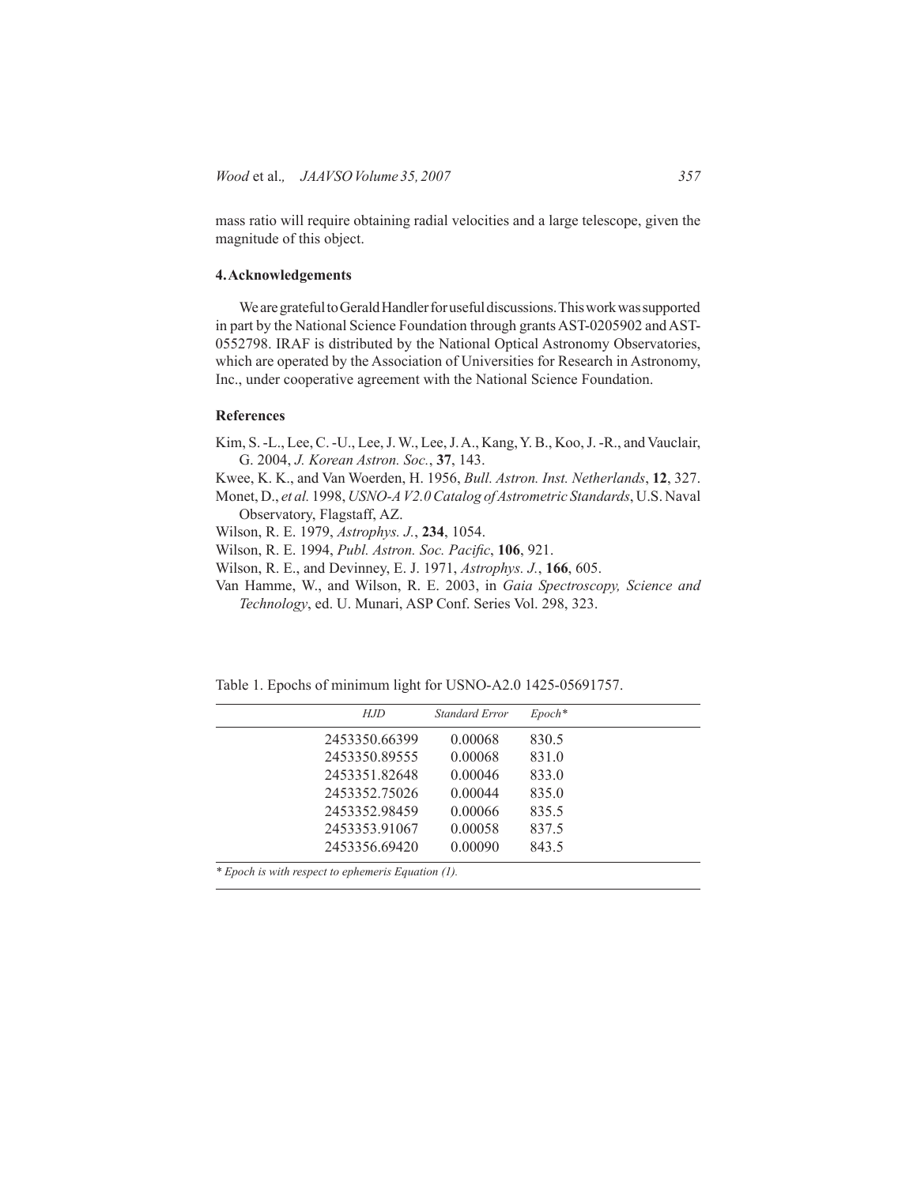mass ratio will require obtaining radial velocities and a large telescope, given the magnitude of this object.

## 4. Acknowledgements

We are grateful to Gerald Handler for useful discussions. This work was supported in part by the National Science Foundation through grants AST-0205902 and AST-0552798. IRAF is distributed by the National Optical Astronomy Observatories, which are operated by the Association of Universities for Research in Astronomy, Inc., under cooperative agreement with the National Science Foundation.

## References

Kim, S. -L., Lee, C. -U., Lee, J. W., Lee, J. A., Kang, Y. B., Koo, J. -R., and Vauclair, G. 2004, *J. Korean Astron. Soc.*, **37**, 143.

Kwee, K. K., and Van Woerden, H. 1956, *Bull. Astron. Inst. Netherlands*, **12**, 327.

Monet, D., *et al.* 1998, *USNO-A V2.0 Catalog of Astrometric Standards*, U.S. Naval Observatory, Flagstaff, AZ.

Wilson, R. E. 1979, *Astrophys. J.*, **234**, 1054.

Wilson, R. E. 1994, *Publ. Astron. Soc. Pacific*, **106**, 921.

Wilson, R. E., and Devinney, E. J. 1971, *Astrophys. J.*, **166**, 605.

Van Hamme, W., and Wilson, R. E. 2003, in *Gaia Spectroscopy, Science and Technology*, ed. U. Munari, ASP Conf. Series Vol. 298, 323.

Table 1. Epochs of minimum light for USNO-A2.0 1425-05691757.

| *HJD* | *Standard Error* | *Epoch** |
|---|---|---|
| 2453350.66399 | 0.00068 | 830.5 |
| 2453350.89555 | 0.00068 | 831.0 |
| 2453351.82648 | 0.00046 | 833.0 |
| 2453352.75026 | 0.00044 | 835.0 |
| 2453352.98459 | 0.00066 | 835.5 |
| 2453353.91067 | 0.00058 | 837.5 |
| 2453356.69420 | 0.00090 | 843.5 |

*\* Epoch is with respect to ephemeris Equation (1).*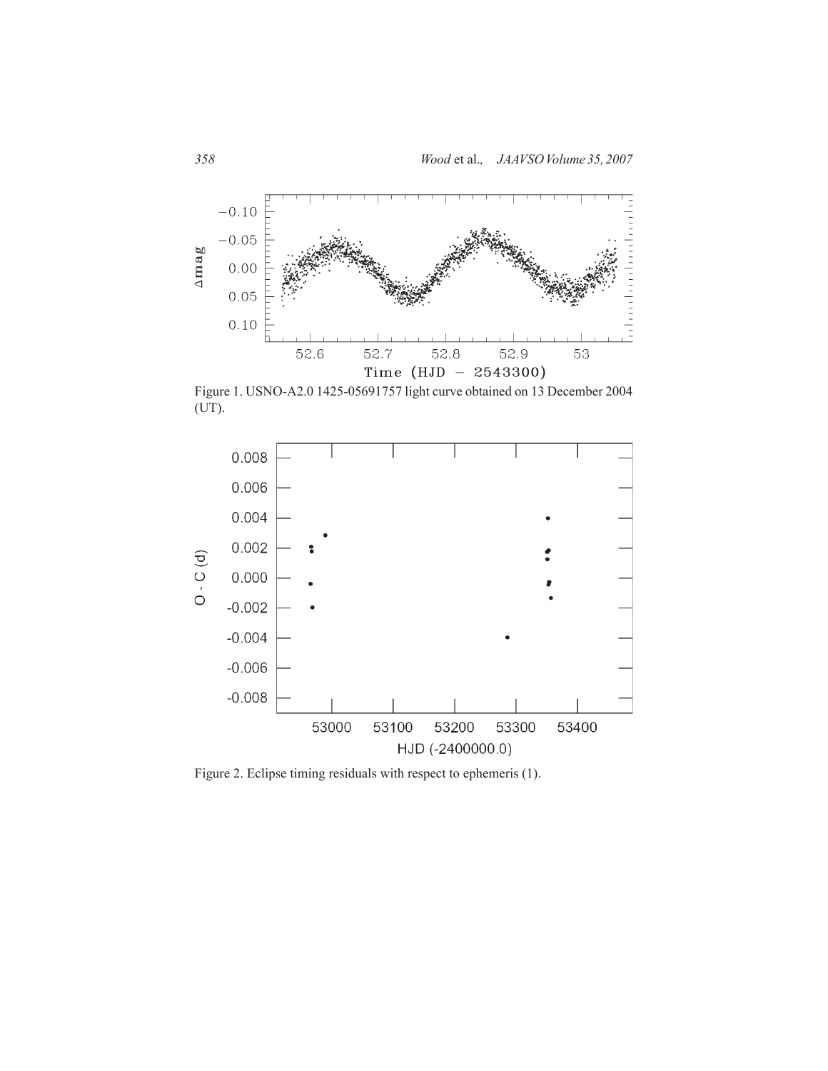Δmag

−0.10

−0.05

0.00

0.05

0.10

52.6

52.7

52.8

52.9

53

Time (HJD − 2543300)

Figure 1. USNO-A2.0 1425-05691757 light curve obtained on 13 December 2004 (UT).

O - C (d)

0.008

0.006

0.004

0.002

0.000

-0.002

-0.004

-0.006

-0.008

53000

53100

53200

53300

53400

HJD (-2400000.0)

Figure 2. Eclipse timing residuals with respect to ephemeris (1).